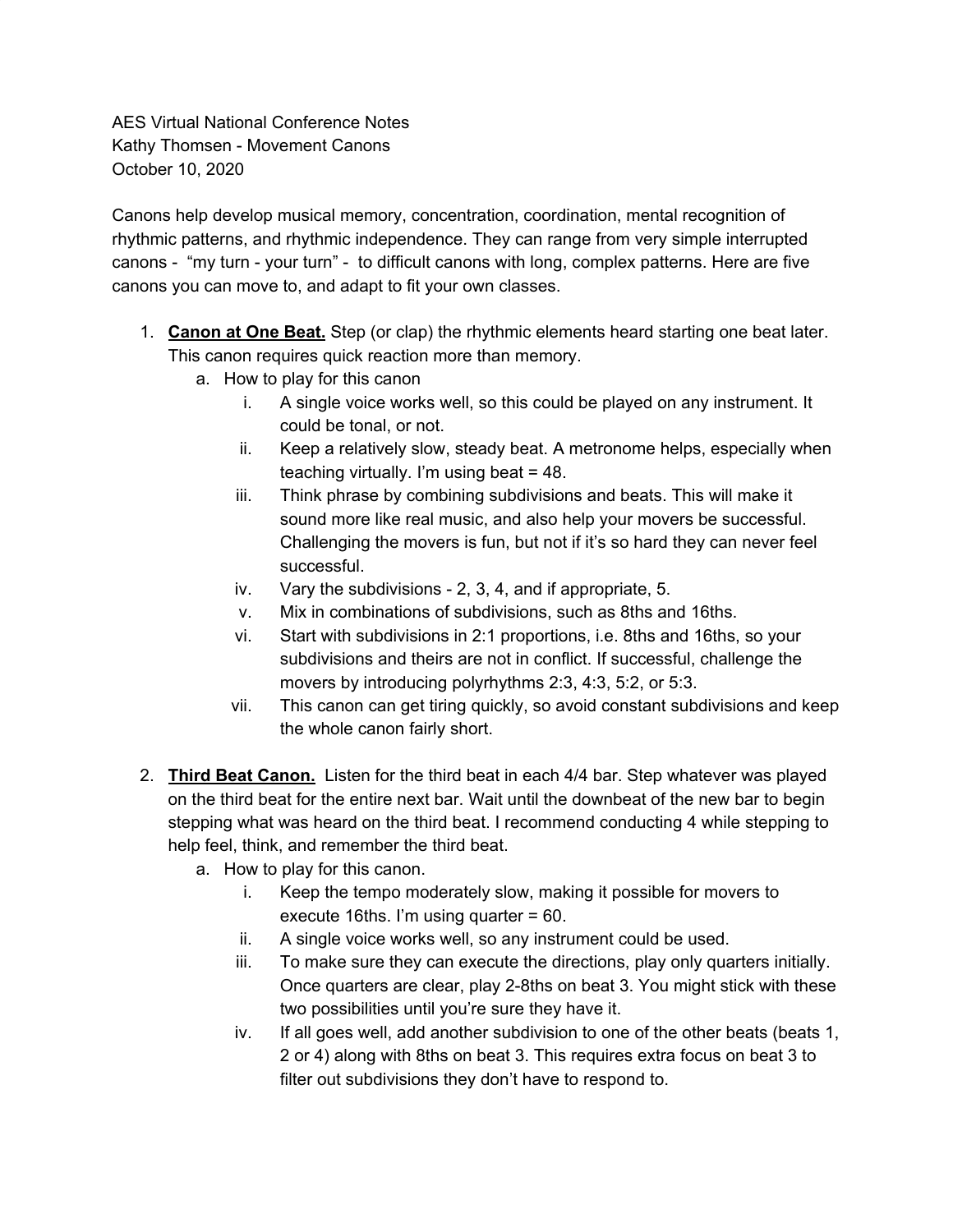AES Virtual National Conference Notes
Kathy Thomsen - Movement Canons
October 10, 2020

Canons help develop musical memory, concentration, coordination, mental recognition of rhythmic patterns, and rhythmic independence. They can range from very simple interrupted canons - "my turn - your turn" - to difficult canons with long, complex patterns. Here are five canons you can move to, and adapt to fit your own classes.

1. **<u>Canon at One Beat.</u>** Step (or clap) the rhythmic elements heard starting one beat later. This canon requires quick reaction more than memory.
   a. How to play for this canon
      i. A single voice works well, so this could be played on any instrument. It could be tonal, or not.
      ii. Keep a relatively slow, steady beat. A metronome helps, especially when teaching virtually. I'm using beat = 48.
      iii. Think phrase by combining subdivisions and beats. This will make it sound more like real music, and also help your movers be successful. Challenging the movers is fun, but not if it's so hard they can never feel successful.
      iv. Vary the subdivisions - 2, 3, 4, and if appropriate, 5.
      v. Mix in combinations of subdivisions, such as 8ths and 16ths.
      vi. Start with subdivisions in 2:1 proportions, i.e. 8ths and 16ths, so your subdivisions and theirs are not in conflict. If successful, challenge the movers by introducing polyrhythms 2:3, 4:3, 5:2, or 5:3.
      vii. This canon can get tiring quickly, so avoid constant subdivisions and keep the whole canon fairly short.

2. **<u>Third Beat Canon.</u>** Listen for the third beat in each 4/4 bar. Step whatever was played on the third beat for the entire next bar. Wait until the downbeat of the new bar to begin stepping what was heard on the third beat. I recommend conducting 4 while stepping to help feel, think, and remember the third beat.
   a. How to play for this canon.
      i. Keep the tempo moderately slow, making it possible for movers to execute 16ths. I'm using quarter = 60.
      ii. A single voice works well, so any instrument could be used.
      iii. To make sure they can execute the directions, play only quarters initially. Once quarters are clear, play 2-8ths on beat 3. You might stick with these two possibilities until you're sure they have it.
      iv. If all goes well, add another subdivision to one of the other beats (beats 1, 2 or 4) along with 8ths on beat 3. This requires extra focus on beat 3 to filter out subdivisions they don't have to respond to.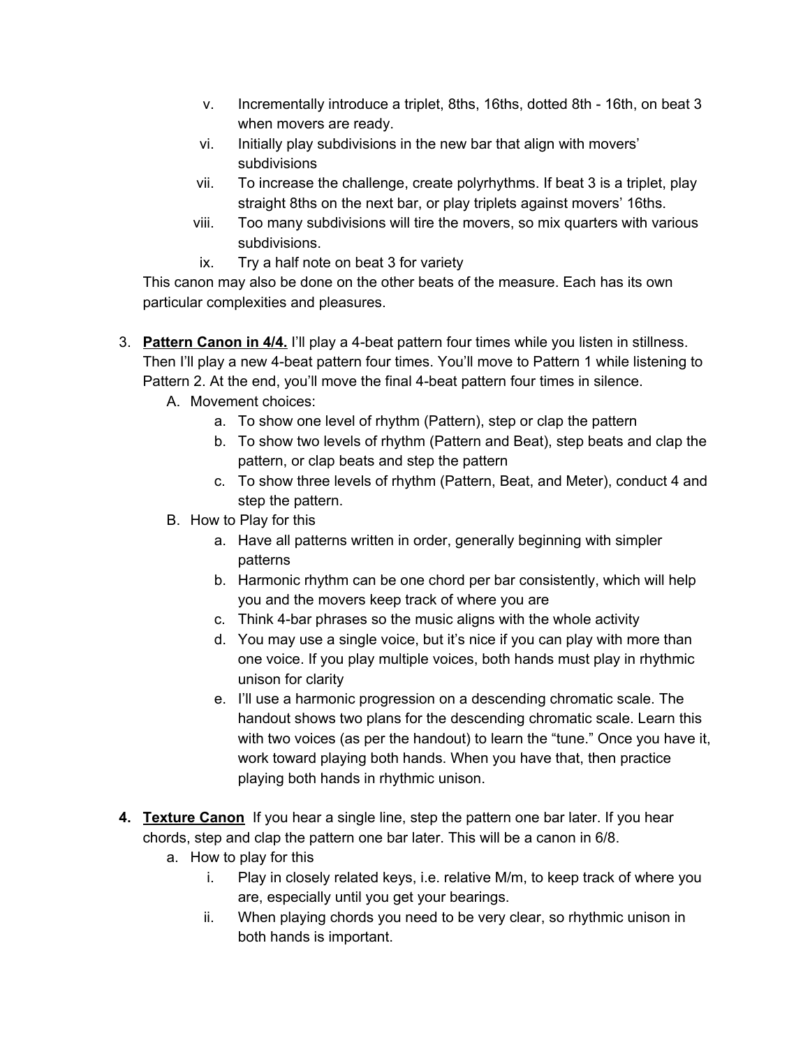v. Incrementally introduce a triplet, 8ths, 16ths, dotted 8th - 16th, on beat 3 when movers are ready.
   vi. Initially play subdivisions in the new bar that align with movers' subdivisions
   vii. To increase the challenge, create polyrhythms. If beat 3 is a triplet, play straight 8ths on the next bar, or play triplets against movers' 16ths.
   viii. Too many subdivisions will tire the movers, so mix quarters with various subdivisions.
   ix. Try a half note on beat 3 for variety

This canon may also be done on the other beats of the measure. Each has its own particular complexities and pleasures.

3. **<u>Pattern Canon in 4/4.</u>** I'll play a 4-beat pattern four times while you listen in stillness. Then I'll play a new 4-beat pattern four times. You'll move to Pattern 1 while listening to Pattern 2. At the end, you'll move the final 4-beat pattern four times in silence.
   A. Movement choices:
      a. To show one level of rhythm (Pattern), step or clap the pattern
      b. To show two levels of rhythm (Pattern and Beat), step beats and clap the pattern, or clap beats and step the pattern
      c. To show three levels of rhythm (Pattern, Beat, and Meter), conduct 4 and step the pattern.
   B. How to Play for this
      a. Have all patterns written in order, generally beginning with simpler patterns
      b. Harmonic rhythm can be one chord per bar consistently, which will help you and the movers keep track of where you are
      c. Think 4-bar phrases so the music aligns with the whole activity
      d. You may use a single voice, but it's nice if you can play with more than one voice. If you play multiple voices, both hands must play in rhythmic unison for clarity
      e. I'll use a harmonic progression on a descending chromatic scale. The handout shows two plans for the descending chromatic scale. Learn this with two voices (as per the handout) to learn the "tune." Once you have it, work toward playing both hands. When you have that, then practice playing both hands in rhythmic unison.

4. **<u>Texture Canon</u>** If you hear a single line, step the pattern one bar later. If you hear chords, step and clap the pattern one bar later. This will be a canon in 6/8.
   a. How to play for this
      i. Play in closely related keys, i.e. relative M/m, to keep track of where you are, especially until you get your bearings.
      ii. When playing chords you need to be very clear, so rhythmic unison in both hands is important.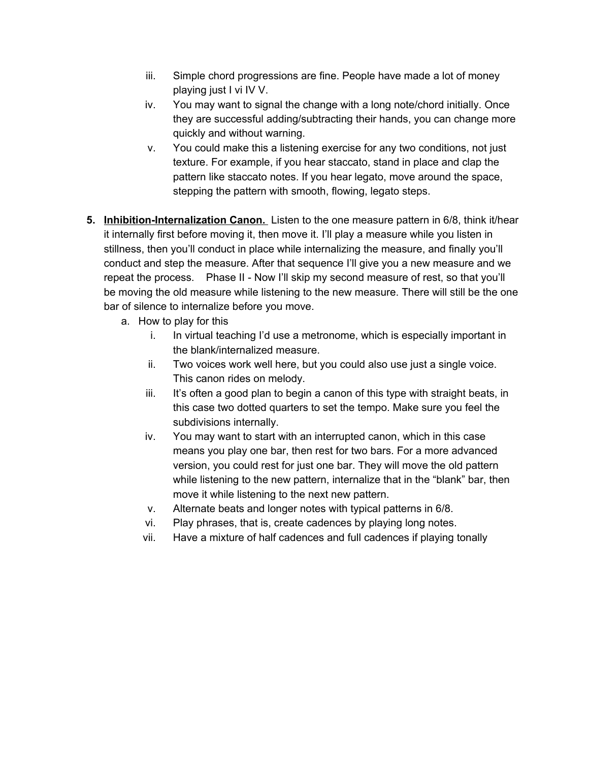iii. Simple chord progressions are fine. People have made a lot of money playing just I vi IV V.

iv. You may want to signal the change with a long note/chord initially. Once they are successful adding/subtracting their hands, you can change more quickly and without warning.

v. You could make this a listening exercise for any two conditions, not just texture. For example, if you hear staccato, stand in place and clap the pattern like staccato notes. If you hear legato, move around the space, stepping the pattern with smooth, flowing, legato steps.

5. **Inhibition-Internalization Canon.** Listen to the one measure pattern in 6/8, think it/hear it internally first before moving it, then move it. I'll play a measure while you listen in stillness, then you'll conduct in place while internalizing the measure, and finally you'll conduct and step the measure. After that sequence I'll give you a new measure and we repeat the process. Phase II - Now I'll skip my second measure of rest, so that you'll be moving the old measure while listening to the new measure. There will still be the one bar of silence to internalize before you move.
   a. How to play for this
      i. In virtual teaching I'd use a metronome, which is especially important in the blank/internalized measure.
      ii. Two voices work well here, but you could also use just a single voice. This canon rides on melody.
      iii. It's often a good plan to begin a canon of this type with straight beats, in this case two dotted quarters to set the tempo. Make sure you feel the subdivisions internally.
      iv. You may want to start with an interrupted canon, which in this case means you play one bar, then rest for two bars. For a more advanced version, you could rest for just one bar. They will move the old pattern while listening to the new pattern, internalize that in the "blank" bar, then move it while listening to the next new pattern.
      v. Alternate beats and longer notes with typical patterns in 6/8.
      vi. Play phrases, that is, create cadences by playing long notes.
      vii. Have a mixture of half cadences and full cadences if playing tonally